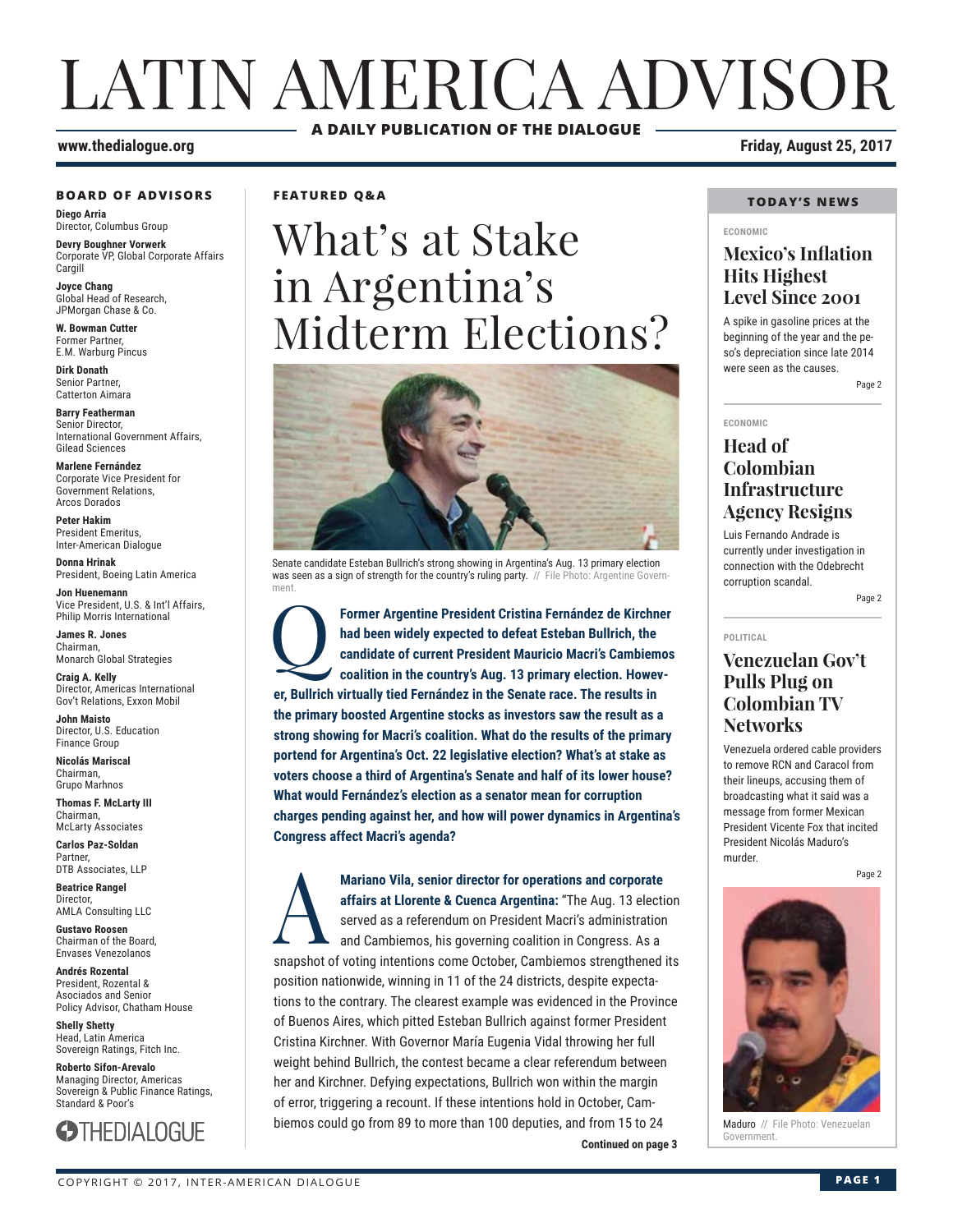# LATIN AMERICA ADVISOR

**A DAILY PUBLICATION OF THE DIALOGUE**

www.thedialogue.org

Friday, August 25, 2017

### BOARD OF ADVISORS

**Diego Arria**
Director, Columbus Group

**Devry Boughner Vorwerk**
Corporate VP, Global Corporate Affairs
Cargill

**Joyce Chang**
Global Head of Research,
JPMorgan Chase & Co.

**W. Bowman Cutter**
Former Partner,
E.M. Warburg Pincus

**Dirk Donath**
Senior Partner,
Catterton Aimara

**Barry Featherman**
Senior Director,
International Government Affairs,
Gilead Sciences

**Marlene Fernández**
Corporate Vice President for
Government Relations,
Arcos Dorados

**Peter Hakim**
President Emeritus,
Inter-American Dialogue

**Donna Hrinak**
President, Boeing Latin America

**Jon Huenemann**
Vice President, U.S. & Int'l Affairs,
Philip Morris International

**James R. Jones**
Chairman,
Monarch Global Strategies

**Craig A. Kelly**
Director, Americas International
Gov't Relations, Exxon Mobil

**John Maisto**
Director, U.S. Education
Finance Group

**Nicolás Mariscal**
Chairman,
Grupo Marhnos

**Thomas F. McLarty III**
Chairman,
McLarty Associates

**Carlos Paz-Soldan**
Partner,
DTB Associates, LLP

**Beatrice Rangel**
Director,
AMLA Consulting LLC

**Gustavo Roosen**
Chairman of the Board,
Envases Venezolanos

**Andrés Rozental**
President, Rozental &
Asociados and Senior
Policy Advisor, Chatham House

**Shelly Shetty**
Head, Latin America
Sovereign Ratings, Fitch Inc.

**Roberto Sifon-Arevalo**
Managing Director, Americas
Sovereign & Public Finance Ratings,
Standard & Poor's

THEDIALOGUE

### FEATURED Q&A

# What's at Stake in Argentina's Midterm Elections?

Senate candidate Esteban Bullrich's strong showing in Argentina's Aug. 13 primary election was seen as a sign of strength for the country's ruling party. // File Photo: Argentine Government.

**Q** **Former Argentine President Cristina Fernández de Kirchner had been widely expected to defeat Esteban Bullrich, the candidate of current President Mauricio Macri's Cambiemos coalition in the country's Aug. 13 primary election. However, Bullrich virtually tied Fernández in the Senate race. The results in the primary boosted Argentine stocks as investors saw the result as a strong showing for Macri's coalition. What do the results of the primary portend for Argentina's Oct. 22 legislative election? What's at stake as voters choose a third of Argentina's Senate and half of its lower house? What would Fernández's election as a senator mean for corruption charges pending against her, and how will power dynamics in Argentina's Congress affect Macri's agenda?**

**A** **Mariano Vila, senior director for operations and corporate affairs at Llorente & Cuenca Argentina:** "The Aug. 13 election served as a referendum on President Macri's administration and Cambiemos, his governing coalition in Congress. As a snapshot of voting intentions come October, Cambiemos strengthened its position nationwide, winning in 11 of the 24 districts, despite expectations to the contrary. The clearest example was evidenced in the Province of Buenos Aires, which pitted Esteban Bullrich against former President Cristina Kirchner. With Governor María Eugenia Vidal throwing her full weight behind Bullrich, the contest became a clear referendum between her and Kirchner. Defying expectations, Bullrich won within the margin of error, triggering a recount. If these intentions hold in October, Cambiemos could go from 89 to more than 100 deputies, and from 15 to 24

**Continued on page 3**

### TODAY'S NEWS

ECONOMIC

## Mexico's Inflation Hits Highest Level Since 2001

A spike in gasoline prices at the beginning of the year and the peso's depreciation since late 2014 were seen as the causes.

Page 2

ECONOMIC

## Head of Colombian Infrastructure Agency Resigns

Luis Fernando Andrade is currently under investigation in connection with the Odebrecht corruption scandal.

Page 2

POLITICAL

## Venezuelan Gov't Pulls Plug on Colombian TV Networks

Venezuela ordered cable providers to remove RCN and Caracol from their lineups, accusing them of broadcasting what it said was a message from former Mexican President Vicente Fox that incited President Nicolás Maduro's murder.

Page 2

Maduro // File Photo: Venezuelan Government.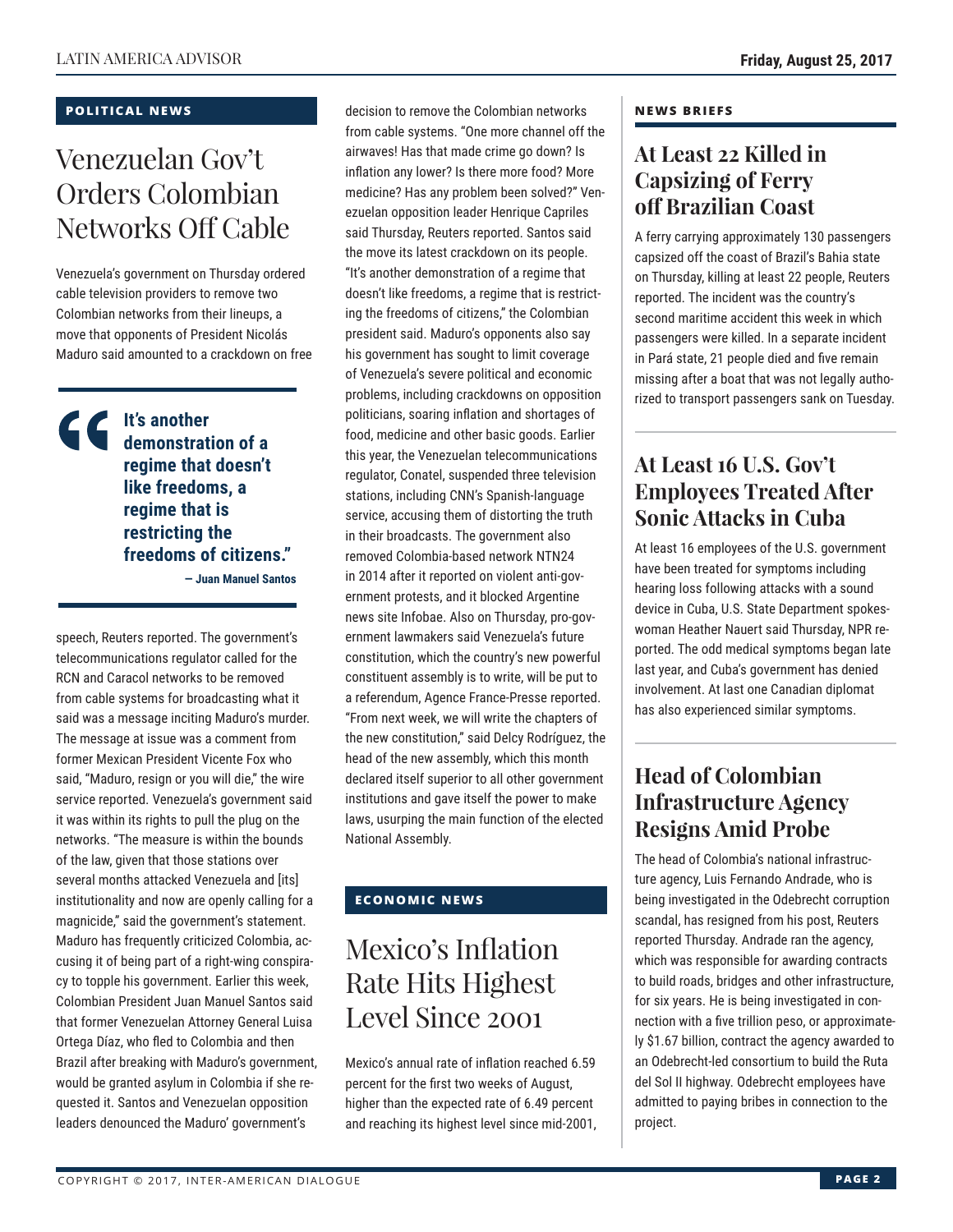## POLITICAL NEWS

# Venezuelan Gov't Orders Colombian Networks Off Cable

Venezuela's government on Thursday ordered cable television providers to remove two Colombian networks from their lineups, a move that opponents of President Nicolás Maduro said amounted to a crackdown on free speech, Reuters reported. The government's telecommunications regulator called for the RCN and Caracol networks to be removed from cable systems for broadcasting what it said was a message inciting Maduro's murder. The message at issue was a comment from former Mexican President Vicente Fox who said, "Maduro, resign or you will die," the wire service reported. Venezuela's government said it was within its rights to pull the plug on the networks. "The measure is within the bounds of the law, given that those stations over several months attacked Venezuela and [its] institutionality and now are openly calling for a magnicide," said the government's statement. Maduro has frequently criticized Colombia, accusing it of being part of a right-wing conspiracy to topple his government. Earlier this week, Colombian President Juan Manuel Santos said that former Venezuelan Attorney General Luisa Ortega Díaz, who fled to Colombia and then Brazil after breaking with Maduro's government, would be granted asylum in Colombia if she requested it. Santos and Venezuelan opposition leaders denounced the Maduro' government's decision to remove the Colombian networks from cable systems. "One more channel off the airwaves! Has that made crime go down? Is inflation any lower? Is there more food? More medicine? Has any problem been solved?" Venezuelan opposition leader Henrique Capriles said Thursday, Reuters reported. Santos said the move its latest crackdown on its people. "It's another demonstration of a regime that doesn't like freedoms, a regime that is restricting the freedoms of citizens," the Colombian president said. Maduro's opponents also say his government has sought to limit coverage of Venezuela's severe political and economic problems, including crackdowns on opposition politicians, soaring inflation and shortages of food, medicine and other basic goods. Earlier this year, the Venezuelan telecommunications regulator, Conatel, suspended three television stations, including CNN's Spanish-language service, accusing them of distorting the truth in their broadcasts. The government also removed Colombia-based network NTN24 in 2014 after it reported on violent anti-government protests, and it blocked Argentine news site Infobae. Also on Thursday, pro-government lawmakers said Venezuela's future constitution, which the country's new powerful constituent assembly is to write, will be put to a referendum, Agence France-Presse reported. "From next week, we will write the chapters of the new constitution," said Delcy Rodríguez, the head of the new assembly, which this month declared itself superior to all other government institutions and gave itself the power to make laws, usurping the main function of the elected National Assembly.

> **"It's another demonstration of a regime that doesn't like freedoms, a regime that is restricting the freedoms of citizens."**
>
> **— Juan Manuel Santos**

## ECONOMIC NEWS

# Mexico's Inflation Rate Hits Highest Level Since 2001

Mexico's annual rate of inflation reached 6.59 percent for the first two weeks of August, higher than the expected rate of 6.49 percent and reaching its highest level since mid-2001,

## NEWS BRIEFS

### At Least 22 Killed in Capsizing of Ferry off Brazilian Coast

A ferry carrying approximately 130 passengers capsized off the coast of Brazil's Bahia state on Thursday, killing at least 22 people, Reuters reported. The incident was the country's second maritime accident this week in which passengers were killed. In a separate incident in Pará state, 21 people died and five remain missing after a boat that was not legally authorized to transport passengers sank on Tuesday.

### At Least 16 U.S. Gov't Employees Treated After Sonic Attacks in Cuba

At least 16 employees of the U.S. government have been treated for symptoms including hearing loss following attacks with a sound device in Cuba, U.S. State Department spokeswoman Heather Nauert said Thursday, NPR reported. The odd medical symptoms began late last year, and Cuba's government has denied involvement. At last one Canadian diplomat has also experienced similar symptoms.

### Head of Colombian Infrastructure Agency Resigns Amid Probe

The head of Colombia's national infrastructure agency, Luis Fernando Andrade, who is being investigated in the Odebrecht corruption scandal, has resigned from his post, Reuters reported Thursday. Andrade ran the agency, which was responsible for awarding contracts to build roads, bridges and other infrastructure, for six years. He is being investigated in connection with a five trillion peso, or approximately $1.67 billion, contract the agency awarded to an Odebrecht-led consortium to build the Ruta del Sol II highway. Odebrecht employees have admitted to paying bribes in connection to the project.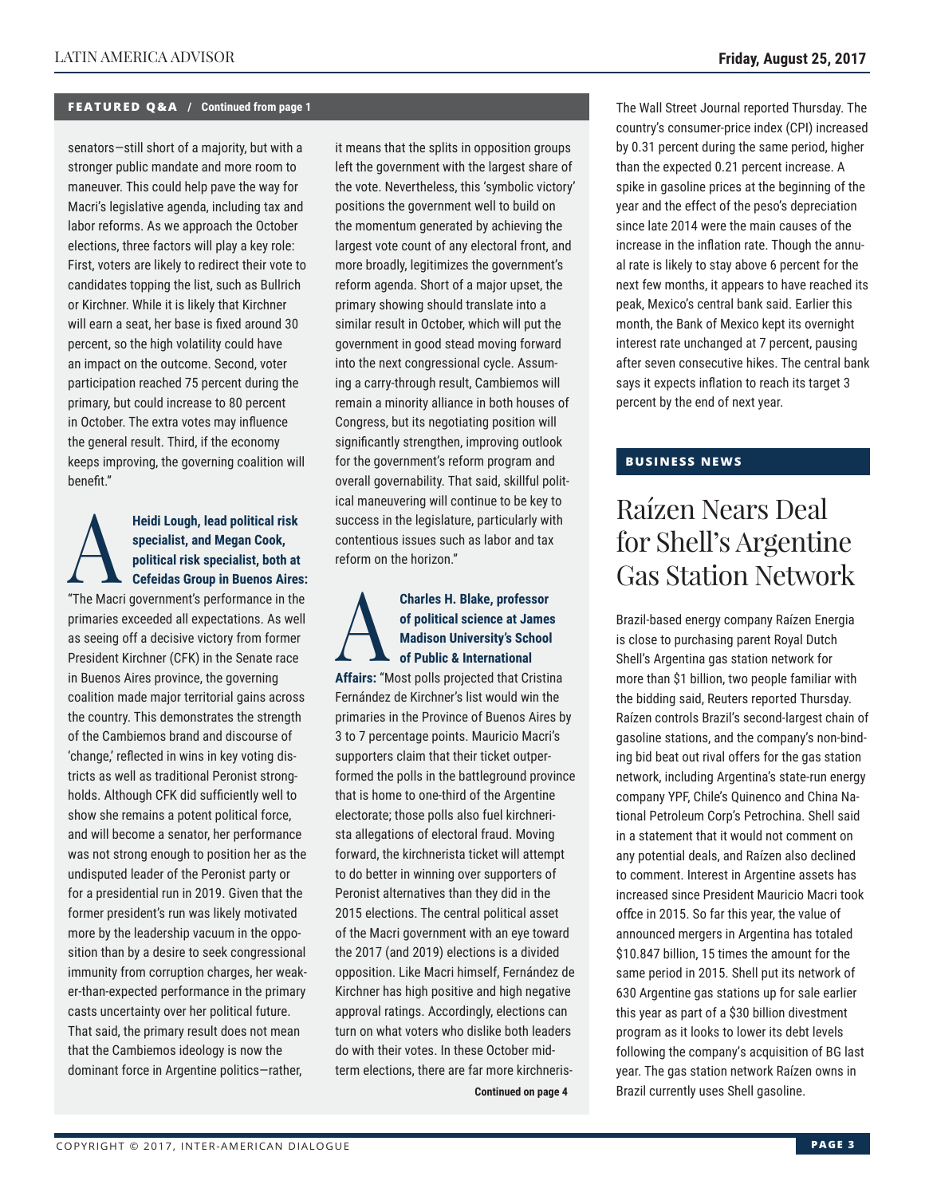**FEATURED Q&A / Continued from page 1**

senators—still short of a majority, but with a stronger public mandate and more room to maneuver. This could help pave the way for Macri's legislative agenda, including tax and labor reforms. As we approach the October elections, three factors will play a key role: First, voters are likely to redirect their vote to candidates topping the list, such as Bullrich or Kirchner. While it is likely that Kirchner will earn a seat, her base is fixed around 30 percent, so the high volatility could have an impact on the outcome. Second, voter participation reached 75 percent during the primary, but could increase to 80 percent in October. The extra votes may influence the general result. Third, if the economy keeps improving, the governing coalition will benefit."

**A** **Heidi Lough, lead political risk specialist, and Megan Cook, political risk specialist, both at Cefeidas Group in Buenos Aires:** "The Macri government's performance in the primaries exceeded all expectations. As well as seeing off a decisive victory from former President Kirchner (CFK) in the Senate race in Buenos Aires province, the governing coalition made major territorial gains across the country. This demonstrates the strength of the Cambiemos brand and discourse of 'change,' reflected in wins in key voting districts as well as traditional Peronist strongholds. Although CFK did sufficiently well to show she remains a potent political force, and will become a senator, her performance was not strong enough to position her as the undisputed leader of the Peronist party or for a presidential run in 2019. Given that the former president's run was likely motivated more by the leadership vacuum in the opposition than by a desire to seek congressional immunity from corruption charges, her weaker-than-expected performance in the primary casts uncertainty over her political future. That said, the primary result does not mean that the Cambiemos ideology is now the dominant force in Argentine politics—rather, it means that the splits in opposition groups left the government with the largest share of the vote. Nevertheless, this 'symbolic victory' positions the government well to build on the momentum generated by achieving the largest vote count of any electoral front, and more broadly, legitimizes the government's reform agenda. Short of a major upset, the primary showing should translate into a similar result in October, which will put the government in good stead moving forward into the next congressional cycle. Assuming a carry-through result, Cambiemos will remain a minority alliance in both houses of Congress, but its negotiating position will significantly strengthen, improving outlook for the government's reform program and overall governability. That said, skillful political maneuvering will continue to be key to success in the legislature, particularly with contentious issues such as labor and tax reform on the horizon."

**A** **Charles H. Blake, professor of political science at James Madison University's School of Public & International Affairs:** "Most polls projected that Cristina Fernández de Kirchner's list would win the primaries in the Province of Buenos Aires by 3 to 7 percentage points. Mauricio Macri's supporters claim that their ticket outperformed the polls in the battleground province that is home to one-third of the Argentine electorate; those polls also fuel kirchnerista allegations of electoral fraud. Moving forward, the kirchnerista ticket will attempt to do better in winning over supporters of Peronist alternatives than they did in the 2015 elections. The central political asset of the Macri government with an eye toward the 2017 (and 2019) elections is a divided opposition. Like Macri himself, Fernández de Kirchner has high positive and high negative approval ratings. Accordingly, elections can turn on what voters who dislike both leaders do with their votes. In these October midterm elections, there are far more kirchneris-

**Continued on page 4**

The Wall Street Journal reported Thursday. The country's consumer-price index (CPI) increased by 0.31 percent during the same period, higher than the expected 0.21 percent increase. A spike in gasoline prices at the beginning of the year and the effect of the peso's depreciation since late 2014 were the main causes of the increase in the inflation rate. Though the annual rate is likely to stay above 6 percent for the next few months, it appears to have reached its peak, Mexico's central bank said. Earlier this month, the Bank of Mexico kept its overnight interest rate unchanged at 7 percent, pausing after seven consecutive hikes. The central bank says it expects inflation to reach its target 3 percent by the end of next year.

## BUSINESS NEWS

# Raízen Nears Deal for Shell's Argentine Gas Station Network

Brazil-based energy company Raízen Energia is close to purchasing parent Royal Dutch Shell's Argentina gas station network for more than $1 billion, two people familiar with the bidding said, Reuters reported Thursday. Raízen controls Brazil's second-largest chain of gasoline stations, and the company's non-binding bid beat out rival offers for the gas station network, including Argentina's state-run energy company YPF, Chile's Quinenco and China National Petroleum Corp's Petrochina. Shell said in a statement that it would not comment on any potential deals, and Raízen also declined to comment. Interest in Argentine assets has increased since President Mauricio Macri took office in 2015. So far this year, the value of announced mergers in Argentina has totaled $10.847 billion, 15 times the amount for the same period in 2015. Shell put its network of 630 Argentine gas stations up for sale earlier this year as part of a $30 billion divestment program as it looks to lower its debt levels following the company's acquisition of BG last year. The gas station network Raízen owns in Brazil currently uses Shell gasoline.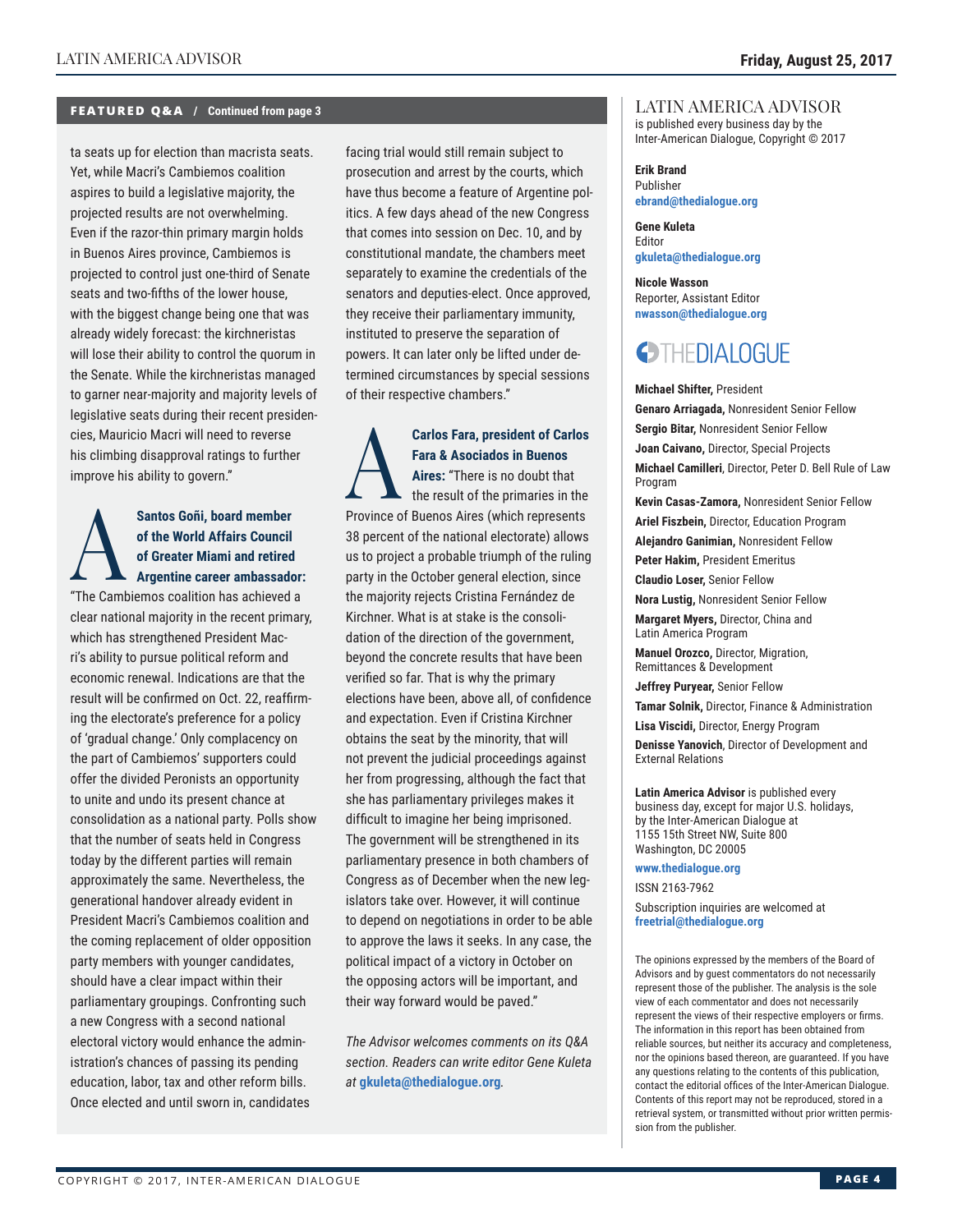**FEATURED Q&A / Continued from page 3**

ta seats up for election than macrista seats. Yet, while Macri's Cambiemos coalition aspires to build a legislative majority, the projected results are not overwhelming. Even if the razor-thin primary margin holds in Buenos Aires province, Cambiemos is projected to control just one-third of Senate seats and two-fifths of the lower house, with the biggest change being one that was already widely forecast: the kirchneristas will lose their ability to control the quorum in the Senate. While the kirchneristas managed to garner near-majority and majority levels of legislative seats during their recent presidencies, Mauricio Macri will need to reverse his climbing disapproval ratings to further improve his ability to govern."

**A Santos Goñi, board member of the World Affairs Council of Greater Miami and retired Argentine career ambassador:** "The Cambiemos coalition has achieved a clear national majority in the recent primary, which has strengthened President Macri's ability to pursue political reform and economic renewal. Indications are that the result will be confirmed on Oct. 22, reaffirming the electorate's preference for a policy of 'gradual change.' Only complacency on the part of Cambiemos' supporters could offer the divided Peronists an opportunity to unite and undo its present chance at consolidation as a national party. Polls show that the number of seats held in Congress today by the different parties will remain approximately the same. Nevertheless, the generational handover already evident in President Macri's Cambiemos coalition and the coming replacement of older opposition party members with younger candidates, should have a clear impact within their parliamentary groupings. Confronting such a new Congress with a second national electoral victory would enhance the administration's chances of passing its pending education, labor, tax and other reform bills. Once elected and until sworn in, candidates facing trial would still remain subject to prosecution and arrest by the courts, which have thus become a feature of Argentine politics. A few days ahead of the new Congress that comes into session on Dec. 10, and by constitutional mandate, the chambers meet separately to examine the credentials of the senators and deputies-elect. Once approved, they receive their parliamentary immunity, instituted to preserve the separation of powers. It can later only be lifted under determined circumstances by special sessions of their respective chambers."

**A Carlos Fara, president of Carlos Fara & Asociados in Buenos Aires:** "There is no doubt that the result of the primaries in the Province of Buenos Aires (which represents 38 percent of the national electorate) allows us to project a probable triumph of the ruling party in the October general election, since the majority rejects Cristina Fernández de Kirchner. What is at stake is the consolidation of the direction of the government, beyond the concrete results that have been verified so far. That is why the primary elections have been, above all, of confidence and expectation. Even if Cristina Kirchner obtains the seat by the minority, that will not prevent the judicial proceedings against her from progressing, although the fact that she has parliamentary privileges makes it difficult to imagine her being imprisoned. The government will be strengthened in its parliamentary presence in both chambers of Congress as of December when the new legislators take over. However, it will continue to depend on negotiations in order to be able to approve the laws it seeks. In any case, the political impact of a victory in October on the opposing actors will be important, and their way forward would be paved."

*The Advisor welcomes comments on its Q&A section. Readers can write editor Gene Kuleta at* **gkuleta@thedialogue.org**.

---

LATIN AMERICA ADVISOR
is published every business day by the Inter-American Dialogue, Copyright © 2017

**Erik Brand**
Publisher
**ebrand@thedialogue.org**

**Gene Kuleta**
Editor
**gkuleta@thedialogue.org**

**Nicole Wasson**
Reporter, Assistant Editor
**nwasson@thedialogue.org**

THEDIALOGUE

**Michael Shifter,** President
**Genaro Arriagada,** Nonresident Senior Fellow
**Sergio Bitar,** Nonresident Senior Fellow
**Joan Caivano,** Director, Special Projects
**Michael Camilleri**, Director, Peter D. Bell Rule of Law Program
**Kevin Casas-Zamora,** Nonresident Senior Fellow
**Ariel Fiszbein,** Director, Education Program
**Alejandro Ganimian,** Nonresident Fellow
**Peter Hakim,** President Emeritus
**Claudio Loser,** Senior Fellow
**Nora Lustig,** Nonresident Senior Fellow
**Margaret Myers,** Director, China and Latin America Program
**Manuel Orozco,** Director, Migration, Remittances & Development
**Jeffrey Puryear,** Senior Fellow
**Tamar Solnik,** Director, Finance & Administration
**Lisa Viscidi,** Director, Energy Program
**Denisse Yanovich**, Director of Development and External Relations

**Latin America Advisor** is published every business day, except for major U.S. holidays, by the Inter-American Dialogue at
1155 15th Street NW, Suite 800
Washington, DC 20005

**www.thedialogue.org**

ISSN 2163-7962

Subscription inquiries are welcomed at **freetrial@thedialogue.org**

The opinions expressed by the members of the Board of Advisors and by guest commentators do not necessarily represent those of the publisher. The analysis is the sole view of each commentator and does not necessarily represent the views of their respective employers or firms. The information in this report has been obtained from reliable sources, but neither its accuracy and completeness, nor the opinions based thereon, are guaranteed. If you have any questions relating to the contents of this publication, contact the editorial offices of the Inter-American Dialogue. Contents of this report may not be reproduced, stored in a retrieval system, or transmitted without prior written permission from the publisher.